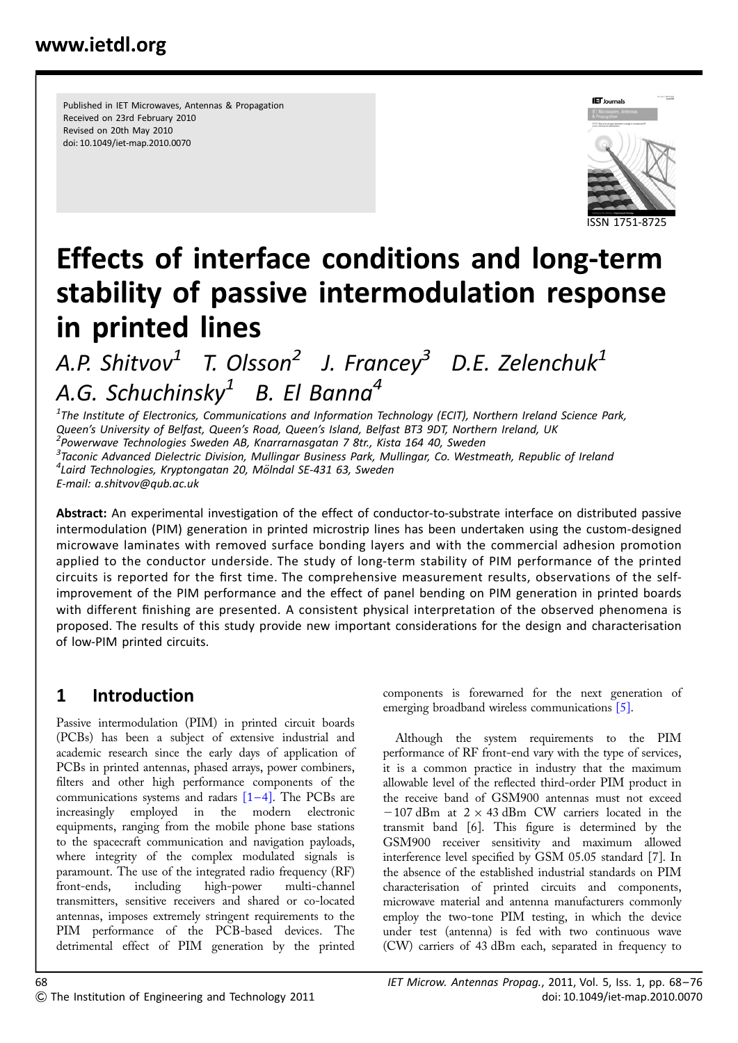Published in IET Microwaves, Antennas & Propagation
Received on 23rd February 2010
Revised on 20th May 2010
doi: 10.1049/iet-map.2010.0070

ISSN 1751-8725

# Effects of interface conditions and long-term stability of passive intermodulation response in printed lines

*A.P. Shitvov[1] T. Olsson[2] J. Francey[3] D.E. Zelenchuk[1] A.G. Schuchinsky[1] B. El Banna[4]*

[1]*The Institute of Electronics, Communications and Information Technology (ECIT), Northern Ireland Science Park, Queen's University of Belfast, Queen's Road, Queen's Island, Belfast BT3 9DT, Northern Ireland, UK*
[2]*Powerwave Technologies Sweden AB, Knarrarnasgatan 7 8tr., Kista 164 40, Sweden*
[3]*Taconic Advanced Dielectric Division, Mullingar Business Park, Mullingar, Co. Westmeath, Republic of Ireland*
[4]*Laird Technologies, Kryptongatan 20, Mölndal SE-431 63, Sweden*
*E-mail: a.shitvov@qub.ac.uk*

**Abstract:** An experimental investigation of the effect of conductor-to-substrate interface on distributed passive intermodulation (PIM) generation in printed microstrip lines has been undertaken using the custom-designed microwave laminates with removed surface bonding layers and with the commercial adhesion promotion applied to the conductor underside. The study of long-term stability of PIM performance of the printed circuits is reported for the first time. The comprehensive measurement results, observations of the self-improvement of the PIM performance and the effect of panel bending on PIM generation in printed boards with different finishing are presented. A consistent physical interpretation of the observed phenomena is proposed. The results of this study provide new important considerations for the design and characterisation of low-PIM printed circuits.

## 1 Introduction

Passive intermodulation (PIM) in printed circuit boards (PCBs) has been a subject of extensive industrial and academic research since the early days of application of PCBs in printed antennas, phased arrays, power combiners, filters and other high performance components of the communications systems and radars [1–4]. The PCBs are increasingly employed in the modern electronic equipments, ranging from the mobile phone base stations to the spacecraft communication and navigation payloads, where integrity of the complex modulated signals is paramount. The use of the integrated radio frequency (RF) front-ends, including high-power multi-channel transmitters, sensitive receivers and shared or co-located antennas, imposes extremely stringent requirements to the PIM performance of the PCB-based devices. The detrimental effect of PIM generation by the printed components is forewarned for the next generation of emerging broadband wireless communications [5].

Although the system requirements to the PIM performance of RF front-end vary with the type of services, it is a common practice in industry that the maximum allowable level of the reflected third-order PIM product in the receive band of GSM900 antennas must not exceed $-107$ dBm at $2 \times 43$ dBm CW carriers located in the transmit band [6]. This figure is determined by the GSM900 receiver sensitivity and maximum allowed interference level specified by GSM 05.05 standard [7]. In the absence of the established industrial standards on PIM characterisation of printed circuits and components, microwave material and antenna manufacturers commonly employ the two-tone PIM testing, in which the device under test (antenna) is fed with two continuous wave (CW) carriers of 43 dBm each, separated in frequency to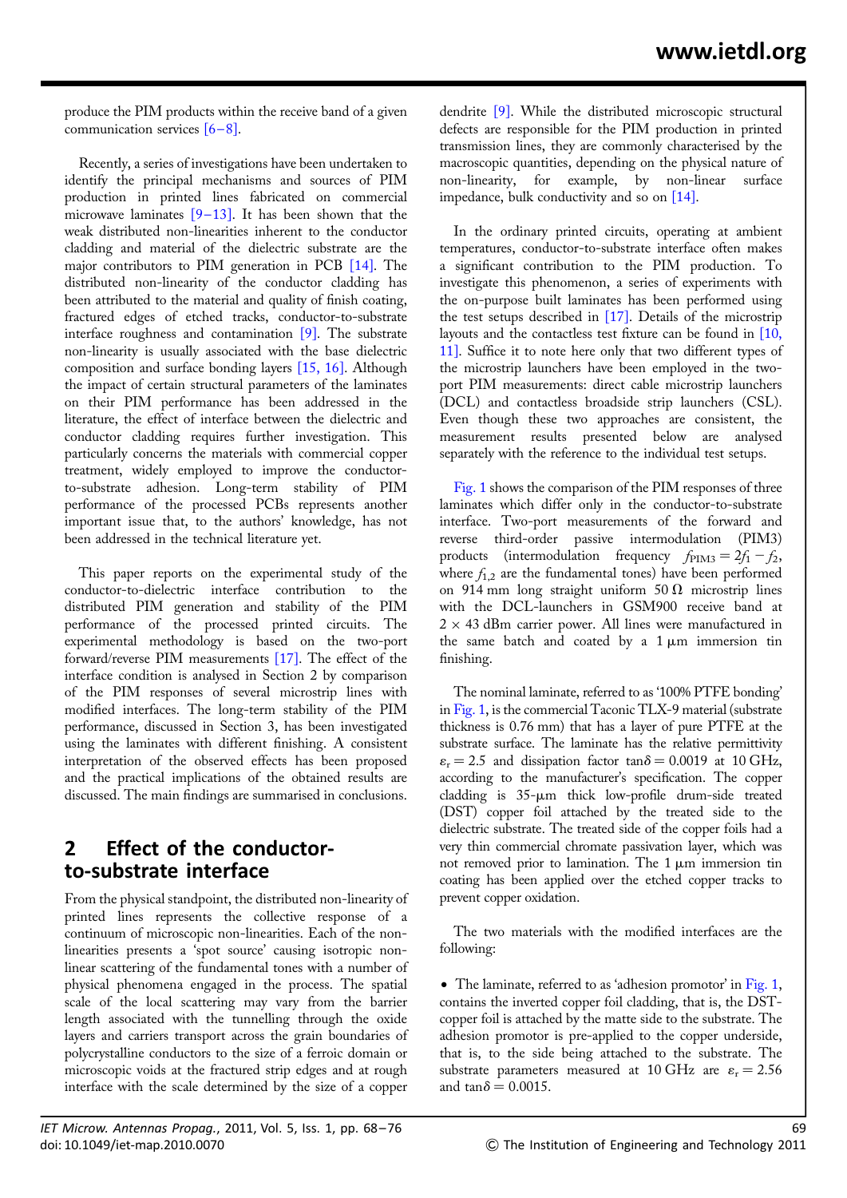produce the PIM products within the receive band of a given communication services [6–8].

Recently, a series of investigations have been undertaken to identify the principal mechanisms and sources of PIM production in printed lines fabricated on commercial microwave laminates [9–13]. It has been shown that the weak distributed non-linearities inherent to the conductor cladding and material of the dielectric substrate are the major contributors to PIM generation in PCB [14]. The distributed non-linearity of the conductor cladding has been attributed to the material and quality of finish coating, fractured edges of etched tracks, conductor-to-substrate interface roughness and contamination [9]. The substrate non-linearity is usually associated with the base dielectric composition and surface bonding layers [15, 16]. Although the impact of certain structural parameters of the laminates on their PIM performance has been addressed in the literature, the effect of interface between the dielectric and conductor cladding requires further investigation. This particularly concerns the materials with commercial copper treatment, widely employed to improve the conductor-to-substrate adhesion. Long-term stability of PIM performance of the processed PCBs represents another important issue that, to the authors' knowledge, has not been addressed in the technical literature yet.

This paper reports on the experimental study of the conductor-to-dielectric interface contribution to the distributed PIM generation and stability of the PIM performance of the processed printed circuits. The experimental methodology is based on the two-port forward/reverse PIM measurements [17]. The effect of the interface condition is analysed in Section 2 by comparison of the PIM responses of several microstrip lines with modified interfaces. The long-term stability of the PIM performance, discussed in Section 3, has been investigated using the laminates with different finishing. A consistent interpretation of the observed effects has been proposed and the practical implications of the obtained results are discussed. The main findings are summarised in conclusions.

## 2 Effect of the conductor-to-substrate interface

From the physical standpoint, the distributed non-linearity of printed lines represents the collective response of a continuum of microscopic non-linearities. Each of the non-linearities presents a 'spot source' causing isotropic non-linear scattering of the fundamental tones with a number of physical phenomena engaged in the process. The spatial scale of the local scattering may vary from the barrier length associated with the tunnelling through the oxide layers and carriers transport across the grain boundaries of polycrystalline conductors to the size of a ferroic domain or microscopic voids at the fractured strip edges and at rough interface with the scale determined by the size of a copper dendrite [9]. While the distributed microscopic structural defects are responsible for the PIM production in printed transmission lines, they are commonly characterised by the macroscopic quantities, depending on the physical nature of non-linearity, for example, by non-linear surface impedance, bulk conductivity and so on [14].

In the ordinary printed circuits, operating at ambient temperatures, conductor-to-substrate interface often makes a significant contribution to the PIM production. To investigate this phenomenon, a series of experiments with the on-purpose built laminates has been performed using the test setups described in [17]. Details of the microstrip layouts and the contactless test fixture can be found in [10, 11]. Suffice it to note here only that two different types of the microstrip launchers have been employed in the two-port PIM measurements: direct cable microstrip launchers (DCL) and contactless broadside strip launchers (CSL). Even though these two approaches are consistent, the measurement results presented below are analysed separately with the reference to the individual test setups.

Fig. 1 shows the comparison of the PIM responses of three laminates which differ only in the conductor-to-substrate interface. Two-port measurements of the forward and reverse third-order passive intermodulation (PIM3) products (intermodulation frequency $f_{PIM3} = 2f_1 - f_2$, where $f_{1,2}$ are the fundamental tones) have been performed on 914 mm long straight uniform 50 Ω microstrip lines with the DCL-launchers in GSM900 receive band at $2 \times 43$ dBm carrier power. All lines were manufactured in the same batch and coated by a 1 μm immersion tin finishing.

The nominal laminate, referred to as '100% PTFE bonding' in Fig. 1, is the commercial Taconic TLX-9 material (substrate thickness is 0.76 mm) that has a layer of pure PTFE at the substrate surface. The laminate has the relative permittivity $\varepsilon_r = 2.5$ and dissipation factor $\tan\delta = 0.0019$ at 10 GHz, according to the manufacturer's specification. The copper cladding is 35-μm thick low-profile drum-side treated (DST) copper foil attached by the treated side to the dielectric substrate. The treated side of the copper foils had a very thin commercial chromate passivation layer, which was not removed prior to lamination. The 1 μm immersion tin coating has been applied over the etched copper tracks to prevent copper oxidation.

The two materials with the modified interfaces are the following:

- The laminate, referred to as 'adhesion promotor' in Fig. 1, contains the inverted copper foil cladding, that is, the DST-copper foil is attached by the matte side to the substrate. The adhesion promotor is pre-applied to the copper underside, that is, to the side being attached to the substrate. The substrate parameters measured at 10 GHz are $\varepsilon_r = 2.56$ and $\tan\delta = 0.0015$.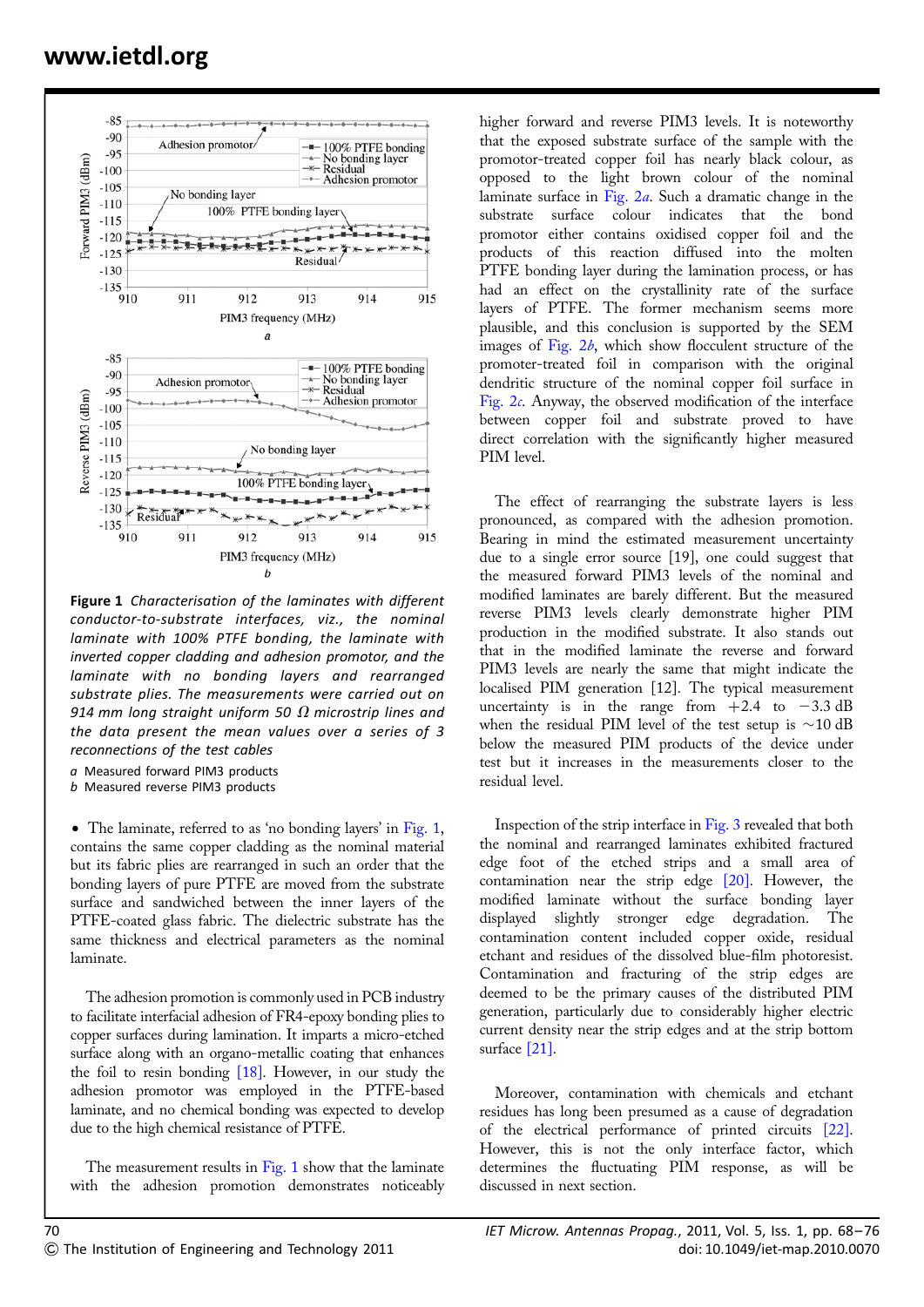Figure 1 *Characterisation of the laminates with different conductor-to-substrate interfaces, viz., the nominal laminate with 100% PTFE bonding, the laminate with inverted copper cladding and adhesion promotor, and the laminate with no bonding layers and rearranged substrate plies. The measurements were carried out on 914 mm long straight uniform 50 Ω microstrip lines and the data present the mean values over a series of 3 reconnections of the test cables*

*a* Measured forward PIM3 products
*b* Measured reverse PIM3 products

- The laminate, referred to as 'no bonding layers' in Fig. 1, contains the same copper cladding as the nominal material but its fabric plies are rearranged in such an order that the bonding layers of pure PTFE are moved from the substrate surface and sandwiched between the inner layers of the PTFE-coated glass fabric. The dielectric substrate has the same thickness and electrical parameters as the nominal laminate.

The adhesion promotion is commonly used in PCB industry to facilitate interfacial adhesion of FR4-epoxy bonding plies to copper surfaces during lamination. It imparts a micro-etched surface along with an organo-metallic coating that enhances the foil to resin bonding [18]. However, in our study the adhesion promotor was employed in the PTFE-based laminate, and no chemical bonding was expected to develop due to the high chemical resistance of PTFE.

The measurement results in Fig. 1 show that the laminate with the adhesion promotion demonstrates noticeably higher forward and reverse PIM3 levels. It is noteworthy that the exposed substrate surface of the sample with the promotor-treated copper foil has nearly black colour, as opposed to the light brown colour of the nominal laminate surface in Fig. 2*a*. Such a dramatic change in the substrate surface colour indicates that the bond promotor either contains oxidised copper foil and the products of this reaction diffused into the molten PTFE bonding layer during the lamination process, or has had an effect on the crystallinity rate of the surface layers of PTFE. The former mechanism seems more plausible, and this conclusion is supported by the SEM images of Fig. 2*b*, which show flocculent structure of the promotor-treated foil in comparison with the original dendritic structure of the nominal copper foil surface in Fig. 2*c*. Anyway, the observed modification of the interface between copper foil and substrate proved to have direct correlation with the significantly higher measured PIM level.

The effect of rearranging the substrate layers is less pronounced, as compared with the adhesion promotion. Bearing in mind the estimated measurement uncertainty due to a single error source [19], one could suggest that the measured forward PIM3 levels of the nominal and modified laminates are barely different. But the measured reverse PIM3 levels clearly demonstrate higher PIM production in the modified substrate. It also stands out that in the modified laminate the reverse and forward PIM3 levels are nearly the same that might indicate the localised PIM generation [12]. The typical measurement uncertainty is in the range from +2.4 to −3.3 dB when the residual PIM level of the test setup is ~10 dB below the measured PIM products of the device under test but it increases in the measurements closer to the residual level.

Inspection of the strip interface in Fig. 3 revealed that both the nominal and rearranged laminates exhibited fractured edge foot of the etched strips and a small area of contamination near the strip edge [20]. However, the modified laminate without the surface bonding layer displayed slightly stronger edge degradation. The contamination content included copper oxide, residual etchant and residues of the dissolved blue-film photoresist. Contamination and fracturing of the strip edges are deemed to be the primary causes of the distributed PIM generation, particularly due to considerably higher electric current density near the strip edges and at the strip bottom surface [21].

Moreover, contamination with chemicals and etchant residues has long been presumed as a cause of degradation of the electrical performance of printed circuits [22]. However, this is not the only interface factor, which determines the fluctuating PIM response, as will be discussed in next section.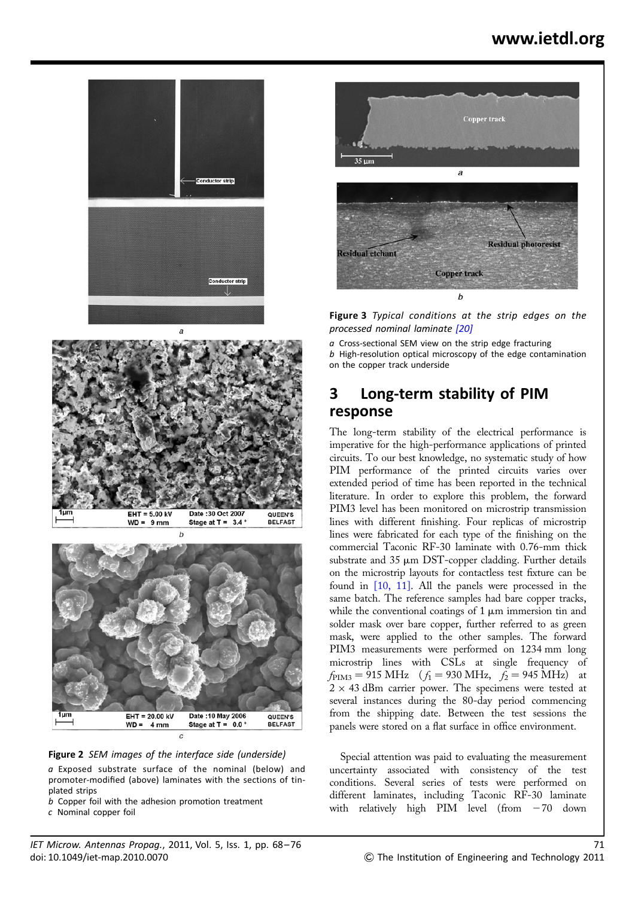Figure 2 *SEM images of the interface side (underside)*

*a* Exposed substrate surface of the nominal (below) and promoter-modified (above) laminates with the sections of tin-plated strips
*b* Copper foil with the adhesion promotion treatment
*c* Nominal copper foil

Figure 3 *Typical conditions at the strip edges on the processed nominal laminate [20]*

*a* Cross-sectional SEM view on the strip edge fracturing
*b* High-resolution optical microscopy of the edge contamination on the copper track underside

## 3 Long-term stability of PIM response

The long-term stability of the electrical performance is imperative for the high-performance applications of printed circuits. To our best knowledge, no systematic study of how PIM performance of the printed circuits varies over extended period of time has been reported in the technical literature. In order to explore this problem, the forward PIM3 level has been monitored on microstrip transmission lines with different finishing. Four replicas of microstrip lines were fabricated for each type of the finishing on the commercial Taconic RF-30 laminate with 0.76-mm thick substrate and 35 μm DST-copper cladding. Further details on the microstrip layouts for contactless test fixture can be found in [10, 11]. All the panels were processed in the same batch. The reference samples had bare copper tracks, while the conventional coatings of 1 μm immersion tin and solder mask over bare copper, further referred to as green mask, were applied to the other samples. The forward PIM3 measurements were performed on 1234 mm long microstrip lines with CSLs at single frequency of $f_{\mathrm{PIM3}} = 915$ MHz ($f_1 = 930$ MHz, $f_2 = 945$ MHz) at $2 \times 43$ dBm carrier power. The specimens were tested at several instances during the 80-day period commencing from the shipping date. Between the test sessions the panels were stored on a flat surface in office environment.

Special attention was paid to evaluating the measurement uncertainty associated with consistency of the test conditions. Several series of tests were performed on different laminates, including Taconic RF-30 laminate with relatively high PIM level (from −70 down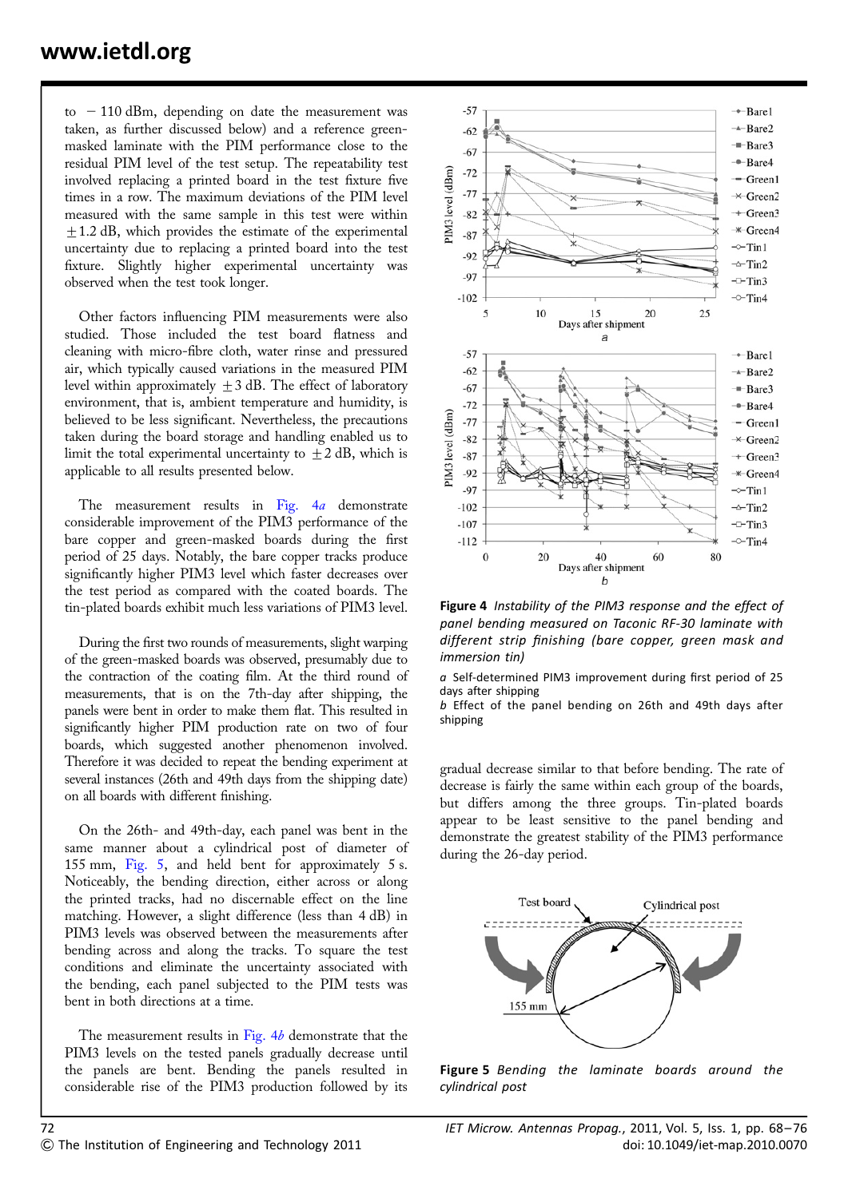to $-110$ dBm, depending on date the measurement was taken, as further discussed below) and a reference green-masked laminate with the PIM performance close to the residual PIM level of the test setup. The repeatability test involved replacing a printed board in the test fixture five times in a row. The maximum deviations of the PIM level measured with the same sample in this test were within $\pm 1.2$ dB, which provides the estimate of the experimental uncertainty due to replacing a printed board into the test fixture. Slightly higher experimental uncertainty was observed when the test took longer.

Other factors influencing PIM measurements were also studied. Those included the test board flatness and cleaning with micro-fibre cloth, water rinse and pressured air, which typically caused variations in the measured PIM level within approximately $\pm 3$ dB. The effect of laboratory environment, that is, ambient temperature and humidity, is believed to be less significant. Nevertheless, the precautions taken during the board storage and handling enabled us to limit the total experimental uncertainty to $\pm 2$ dB, which is applicable to all results presented below.

The measurement results in Fig. 4*a* demonstrate considerable improvement of the PIM3 performance of the bare copper and green-masked boards during the first period of 25 days. Notably, the bare copper tracks produce significantly higher PIM3 level which faster decreases over the test period as compared with the coated boards. The tin-plated boards exhibit much less variations of PIM3 level.

During the first two rounds of measurements, slight warping of the green-masked boards was observed, presumably due to the contraction of the coating film. At the third round of measurements, that is on the 7th-day after shipping, the panels were bent in order to make them flat. This resulted in significantly higher PIM production rate on two of four boards, which suggested another phenomenon involved. Therefore it was decided to repeat the bending experiment at several instances (26th and 49th days from the shipping date) on all boards with different finishing.

On the 26th- and 49th-day, each panel was bent in the same manner about a cylindrical post of diameter of 155 mm, Fig. 5, and held bent for approximately 5 s. Noticeably, the bending direction, either across or along the printed tracks, had no discernable effect on the line matching. However, a slight difference (less than 4 dB) in PIM3 levels was observed between the measurements after bending across and along the tracks. To square the test conditions and eliminate the uncertainty associated with the bending, each panel subjected to the PIM tests was bent in both directions at a time.

The measurement results in Fig. 4*b* demonstrate that the PIM3 levels on the tested panels gradually decrease until the panels are bent. Bending the panels resulted in considerable rise of the PIM3 production followed by its gradual decrease similar to that before bending. The rate of decrease is fairly the same within each group of the boards, but differs among the three groups. Tin-plated boards appear to be least sensitive to the panel bending and demonstrate the greatest stability of the PIM3 performance during the 26-day period.

**Figure 4** *Instability of the PIM3 response and the effect of panel bending measured on Taconic RF-30 laminate with different strip finishing (bare copper, green mask and immersion tin)*

*a* Self-determined PIM3 improvement during first period of 25 days after shipping
*b* Effect of the panel bending on 26th and 49th days after shipping

**Figure 5** *Bending the laminate boards around the cylindrical post*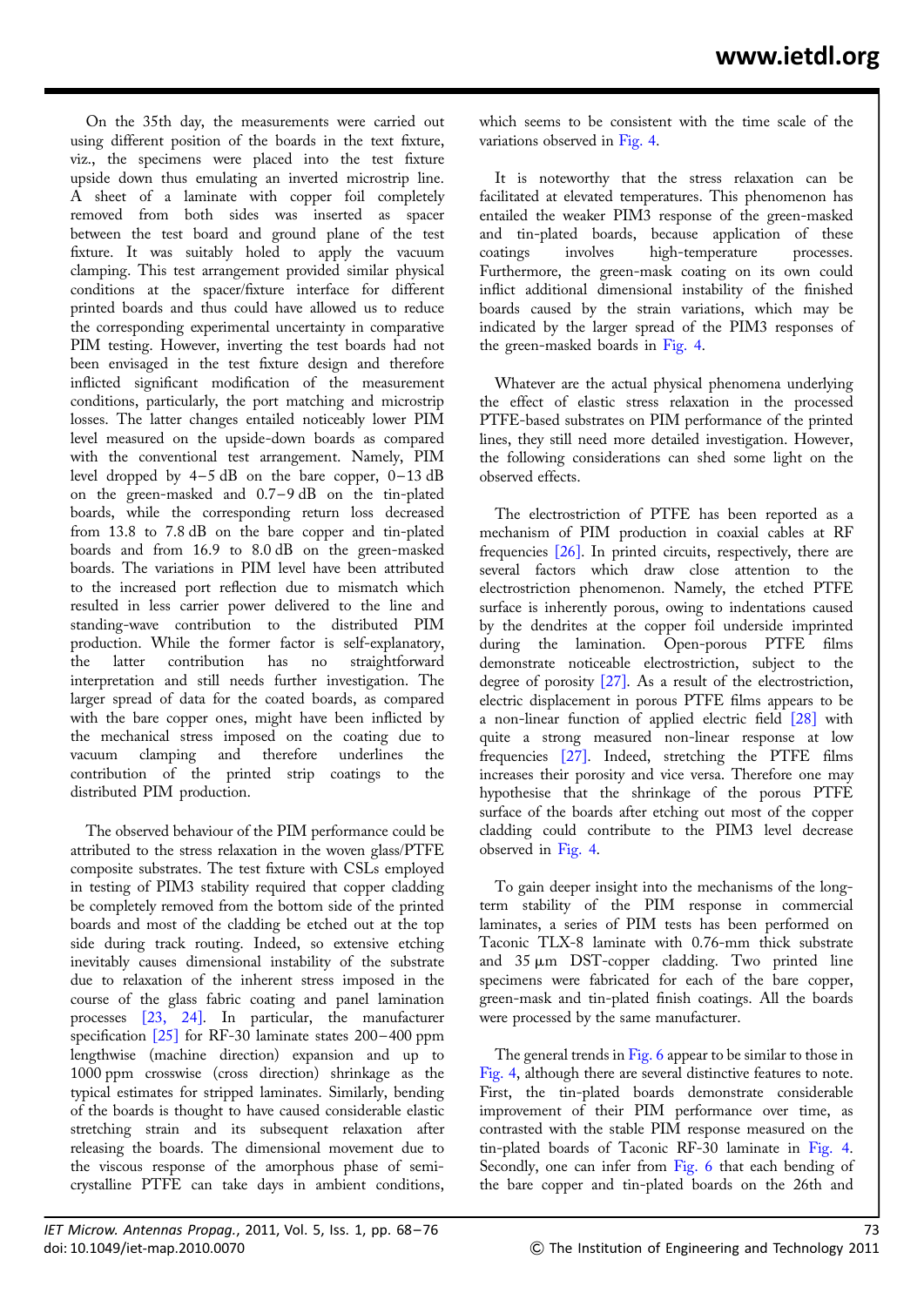On the 35th day, the measurements were carried out using different position of the boards in the text fixture, viz., the specimens were placed into the test fixture upside down thus emulating an inverted microstrip line. A sheet of a laminate with copper foil completely removed from both sides was inserted as spacer between the test board and ground plane of the test fixture. It was suitably holed to apply the vacuum clamping. This test arrangement provided similar physical conditions at the spacer/fixture interface for different printed boards and thus could have allowed us to reduce the corresponding experimental uncertainty in comparative PIM testing. However, inverting the test boards had not been envisaged in the test fixture design and therefore inflicted significant modification of the measurement conditions, particularly, the port matching and microstrip losses. The latter changes entailed noticeably lower PIM level measured on the upside-down boards as compared with the conventional test arrangement. Namely, PIM level dropped by 4–5 dB on the bare copper, 0–13 dB on the green-masked and 0.7–9 dB on the tin-plated boards, while the corresponding return loss decreased from 13.8 to 7.8 dB on the bare copper and tin-plated boards and from 16.9 to 8.0 dB on the green-masked boards. The variations in PIM level have been attributed to the increased port reflection due to mismatch which resulted in less carrier power delivered to the line and standing-wave contribution to the distributed PIM production. While the former factor is self-explanatory, the latter contribution has no straightforward interpretation and still needs further investigation. The larger spread of data for the coated boards, as compared with the bare copper ones, might have been inflicted by the mechanical stress imposed on the coating due to vacuum clamping and therefore underlines the contribution of the printed strip coatings to the distributed PIM production.

The observed behaviour of the PIM performance could be attributed to the stress relaxation in the woven glass/PTFE composite substrates. The test fixture with CSLs employed in testing of PIM3 stability required that copper cladding be completely removed from the bottom side of the printed boards and most of the cladding be etched out at the top side during track routing. Indeed, so extensive etching inevitably causes dimensional instability of the substrate due to relaxation of the inherent stress imposed in the course of the glass fabric coating and panel lamination processes [23, 24]. In particular, the manufacturer specification [25] for RF-30 laminate states 200–400 ppm lengthwise (machine direction) expansion and up to 1000 ppm crosswise (cross direction) shrinkage as the typical estimates for stripped laminates. Similarly, bending of the boards is thought to have caused considerable elastic stretching strain and its subsequent relaxation after releasing the boards. The dimensional movement due to the viscous response of the amorphous phase of semi-crystalline PTFE can take days in ambient conditions, which seems to be consistent with the time scale of the variations observed in Fig. 4.

It is noteworthy that the stress relaxation can be facilitated at elevated temperatures. This phenomenon has entailed the weaker PIM3 response of the green-masked and tin-plated boards, because application of these coatings involves high-temperature processes. Furthermore, the green-mask coating on its own could inflict additional dimensional instability of the finished boards caused by the strain variations, which may be indicated by the larger spread of the PIM3 responses of the green-masked boards in Fig. 4.

Whatever are the actual physical phenomena underlying the effect of elastic stress relaxation in the processed PTFE-based substrates on PIM performance of the printed lines, they still need more detailed investigation. However, the following considerations can shed some light on the observed effects.

The electrostriction of PTFE has been reported as a mechanism of PIM production in coaxial cables at RF frequencies [26]. In printed circuits, respectively, there are several factors which draw close attention to the electrostriction phenomenon. Namely, the etched PTFE surface is inherently porous, owing to indentations caused by the dendrites at the copper foil underside imprinted during the lamination. Open-porous PTFE films demonstrate noticeable electrostriction, subject to the degree of porosity [27]. As a result of the electrostriction, electric displacement in porous PTFE films appears to be a non-linear function of applied electric field [28] with quite a strong measured non-linear response at low frequencies [27]. Indeed, stretching the PTFE films increases their porosity and vice versa. Therefore one may hypothesise that the shrinkage of the porous PTFE surface of the boards after etching out most of the copper cladding could contribute to the PIM3 level decrease observed in Fig. 4.

To gain deeper insight into the mechanisms of the long-term stability of the PIM response in commercial laminates, a series of PIM tests has been performed on Taconic TLX-8 laminate with 0.76-mm thick substrate and 35 μm DST-copper cladding. Two printed line specimens were fabricated for each of the bare copper, green-mask and tin-plated finish coatings. All the boards were processed by the same manufacturer.

The general trends in Fig. 6 appear to be similar to those in Fig. 4, although there are several distinctive features to note. First, the tin-plated boards demonstrate considerable improvement of their PIM performance over time, as contrasted with the stable PIM response measured on the tin-plated boards of Taconic RF-30 laminate in Fig. 4. Secondly, one can infer from Fig. 6 that each bending of the bare copper and tin-plated boards on the 26th and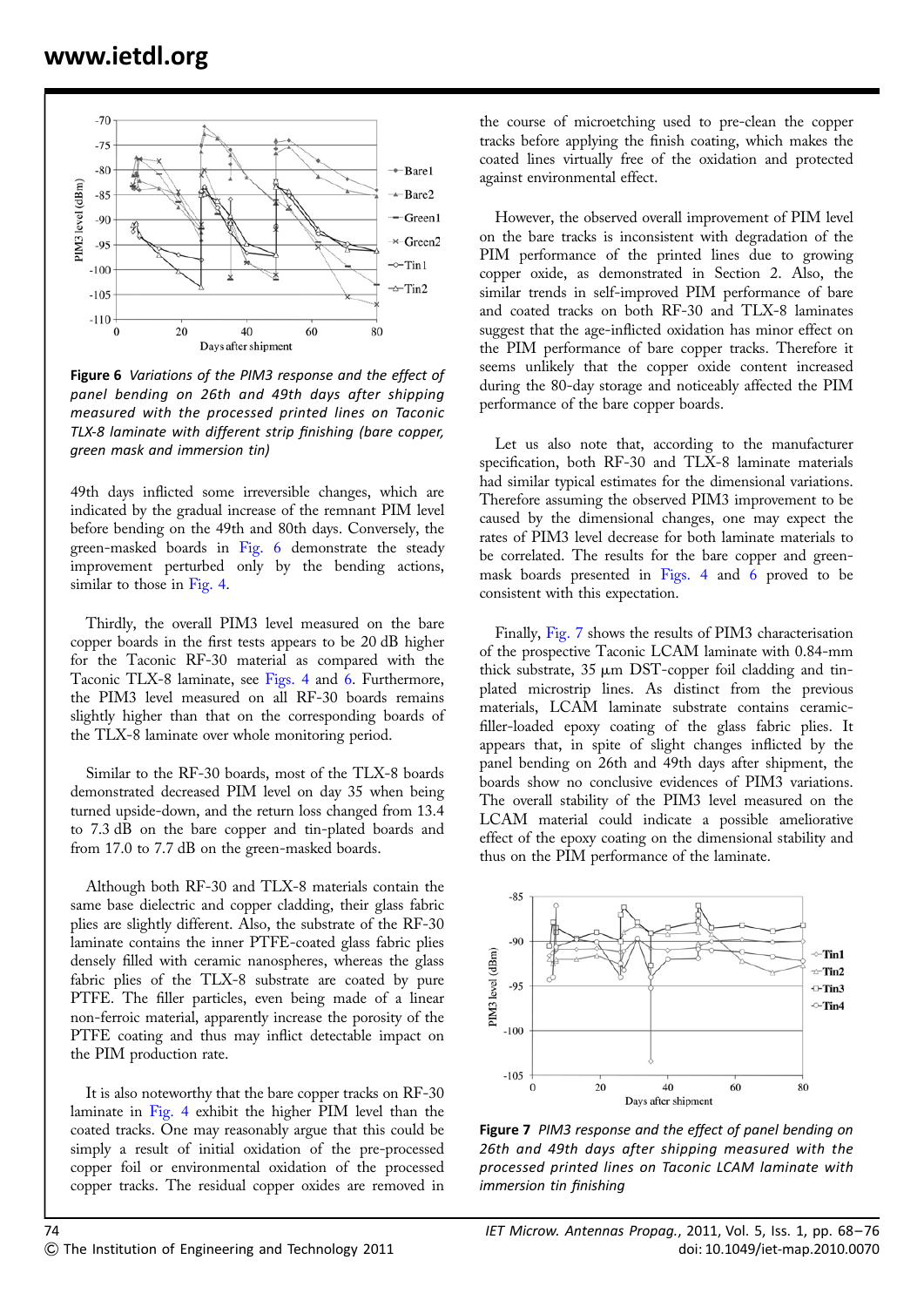Figure 6 *Variations of the PIM3 response and the effect of panel bending on 26th and 49th days after shipping measured with the processed printed lines on Taconic TLX-8 laminate with different strip finishing (bare copper, green mask and immersion tin)*

49th days inflicted some irreversible changes, which are indicated by the gradual increase of the remnant PIM level before bending on the 49th and 80th days. Conversely, the green-masked boards in Fig. 6 demonstrate the steady improvement perturbed only by the bending actions, similar to those in Fig. 4.

Thirdly, the overall PIM3 level measured on the bare copper boards in the first tests appears to be 20 dB higher for the Taconic RF-30 material as compared with the Taconic TLX-8 laminate, see Figs. 4 and 6. Furthermore, the PIM3 level measured on all RF-30 boards remains slightly higher than that on the corresponding boards of the TLX-8 laminate over whole monitoring period.

Similar to the RF-30 boards, most of the TLX-8 boards demonstrated decreased PIM level on day 35 when being turned upside-down, and the return loss changed from 13.4 to 7.3 dB on the bare copper and tin-plated boards and from 17.0 to 7.7 dB on the green-masked boards.

Although both RF-30 and TLX-8 materials contain the same base dielectric and copper cladding, their glass fabric plies are slightly different. Also, the substrate of the RF-30 laminate contains the inner PTFE-coated glass fabric plies densely filled with ceramic nanospheres, whereas the glass fabric plies of the TLX-8 substrate are coated by pure PTFE. The filler particles, even being made of a linear non-ferroic material, apparently increase the porosity of the PTFE coating and thus may inflict detectable impact on the PIM production rate.

It is also noteworthy that the bare copper tracks on RF-30 laminate in Fig. 4 exhibit the higher PIM level than the coated tracks. One may reasonably argue that this could be simply a result of initial oxidation of the pre-processed copper foil or environmental oxidation of the processed copper tracks. The residual copper oxides are removed in the course of microetching used to pre-clean the copper tracks before applying the finish coating, which makes the coated lines virtually free of the oxidation and protected against environmental effect.

However, the observed overall improvement of PIM level on the bare tracks is inconsistent with degradation of the PIM performance of the printed lines due to growing copper oxide, as demonstrated in Section 2. Also, the similar trends in self-improved PIM performance of bare and coated tracks on both RF-30 and TLX-8 laminates suggest that the age-inflicted oxidation has minor effect on the PIM performance of bare copper tracks. Therefore it seems unlikely that the copper oxide content increased during the 80-day storage and noticeably affected the PIM performance of the bare copper boards.

Let us also note that, according to the manufacturer specification, both RF-30 and TLX-8 laminate materials had similar typical estimates for the dimensional variations. Therefore assuming the observed PIM3 improvement to be caused by the dimensional changes, one may expect the rates of PIM3 level decrease for both laminate materials to be correlated. The results for the bare copper and green-mask boards presented in Figs. 4 and 6 proved to be consistent with this expectation.

Finally, Fig. 7 shows the results of PIM3 characterisation of the prospective Taconic LCAM laminate with 0.84-mm thick substrate, 35 μm DST-copper foil cladding and tin-plated microstrip lines. As distinct from the previous materials, LCAM laminate substrate contains ceramic-filler-loaded epoxy coating of the glass fabric plies. It appears that, in spite of slight changes inflicted by the panel bending on 26th and 49th days after shipment, the boards show no conclusive evidences of PIM3 variations. The overall stability of the PIM3 level measured on the LCAM material could indicate a possible ameliorative effect of the epoxy coating on the dimensional stability and thus on the PIM performance of the laminate.

Figure 7 *PIM3 response and the effect of panel bending on 26th and 49th days after shipping measured with the processed printed lines on Taconic LCAM laminate with immersion tin finishing*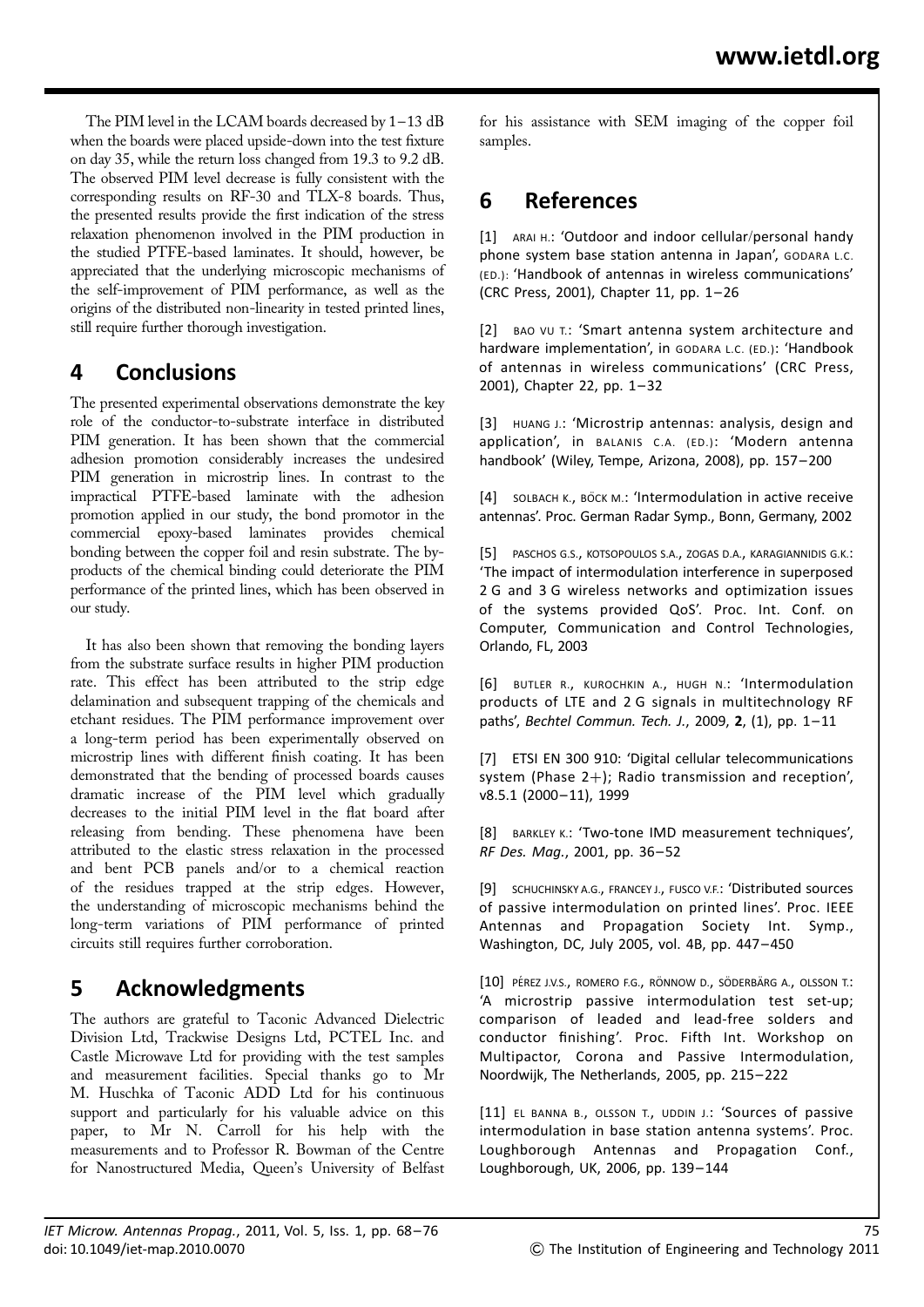The PIM level in the LCAM boards decreased by 1–13 dB when the boards were placed upside-down into the test fixture on day 35, while the return loss changed from 19.3 to 9.2 dB. The observed PIM level decrease is fully consistent with the corresponding results on RF-30 and TLX-8 boards. Thus, the presented results provide the first indication of the stress relaxation phenomenon involved in the PIM production in the studied PTFE-based laminates. It should, however, be appreciated that the underlying microscopic mechanisms of the self-improvement of PIM performance, as well as the origins of the distributed non-linearity in tested printed lines, still require further thorough investigation.

## 4 Conclusions

The presented experimental observations demonstrate the key role of the conductor-to-substrate interface in distributed PIM generation. It has been shown that the commercial adhesion promotion considerably increases the undesired PIM generation in microstrip lines. In contrast to the impractical PTFE-based laminate with the adhesion promotion applied in our study, the bond promotor in the commercial epoxy-based laminates provides chemical bonding between the copper foil and resin substrate. The by-products of the chemical binding could deteriorate the PIM performance of the printed lines, which has been observed in our study.

It has also been shown that removing the bonding layers from the substrate surface results in higher PIM production rate. This effect has been attributed to the strip edge delamination and subsequent trapping of the chemicals and etchant residues. The PIM performance improvement over a long-term period has been experimentally observed on microstrip lines with different finish coating. It has been demonstrated that the bending of processed boards causes dramatic increase of the PIM level which gradually decreases to the initial PIM level in the flat board after releasing from bending. These phenomena have been attributed to the elastic stress relaxation in the processed and bent PCB panels and/or to a chemical reaction of the residues trapped at the strip edges. However, the understanding of microscopic mechanisms behind the long-term variations of PIM performance of printed circuits still requires further corroboration.

## 5 Acknowledgments

The authors are grateful to Taconic Advanced Dielectric Division Ltd, Trackwise Designs Ltd, PCTEL Inc. and Castle Microwave Ltd for providing with the test samples and measurement facilities. Special thanks go to Mr M. Huschka of Taconic ADD Ltd for his continuous support and particularly for his valuable advice on this paper, to Mr N. Carroll for his help with the measurements and to Professor R. Bowman of the Centre for Nanostructured Media, Queen's University of Belfast for his assistance with SEM imaging of the copper foil samples.

## 6 References

[1] ARAI H.: 'Outdoor and indoor cellular/personal handy phone system base station antenna in Japan', GODARA L.C. (ED.): 'Handbook of antennas in wireless communications' (CRC Press, 2001), Chapter 11, pp. 1–26

[2] BAO VU T.: 'Smart antenna system architecture and hardware implementation', in GODARA L.C. (ED.): 'Handbook of antennas in wireless communications' (CRC Press, 2001), Chapter 22, pp. 1–32

[3] HUANG J.: 'Microstrip antennas: analysis, design and application', in BALANIS C.A. (ED.): 'Modern antenna handbook' (Wiley, Tempe, Arizona, 2008), pp. 157–200

[4] SOLBACH K., BÖCK M.: 'Intermodulation in active receive antennas'. Proc. German Radar Symp., Bonn, Germany, 2002

[5] PASCHOS G.S., KOTSOPOULOS S.A., ZOGAS D.A., KARAGIANNIDIS G.K.: 'The impact of intermodulation interference in superposed 2 G and 3 G wireless networks and optimization issues of the systems provided QoS'. Proc. Int. Conf. on Computer, Communication and Control Technologies, Orlando, FL, 2003

[6] BUTLER R., KUROCHKIN A., HUGH N.: 'Intermodulation products of LTE and 2 G signals in multitechnology RF paths', *Bechtel Commun. Tech. J.*, 2009, **2**, (1), pp. 1–11

[7] ETSI EN 300 910: 'Digital cellular telecommunications system (Phase 2+); Radio transmission and reception', v8.5.1 (2000–11), 1999

[8] BARKLEY K.: 'Two-tone IMD measurement techniques', *RF Des. Mag.*, 2001, pp. 36–52

[9] SCHUCHINSKY A.G., FRANCEY J., FUSCO V.F.: 'Distributed sources of passive intermodulation on printed lines'. Proc. IEEE Antennas and Propagation Society Int. Symp., Washington, DC, July 2005, vol. 4B, pp. 447–450

[10] PÉREZ J.V.S., ROMERO F.G., RÖNNOW D., SÖDERBÄRG A., OLSSON T.: 'A microstrip passive intermodulation test set-up; comparison of leaded and lead-free solders and conductor finishing'. Proc. Fifth Int. Workshop on Multipactor, Corona and Passive Intermodulation, Noordwijk, The Netherlands, 2005, pp. 215–222

[11] EL BANNA B., OLSSON T., UDDIN J.: 'Sources of passive intermodulation in base station antenna systems'. Proc. Loughborough Antennas and Propagation Conf., Loughborough, UK, 2006, pp. 139–144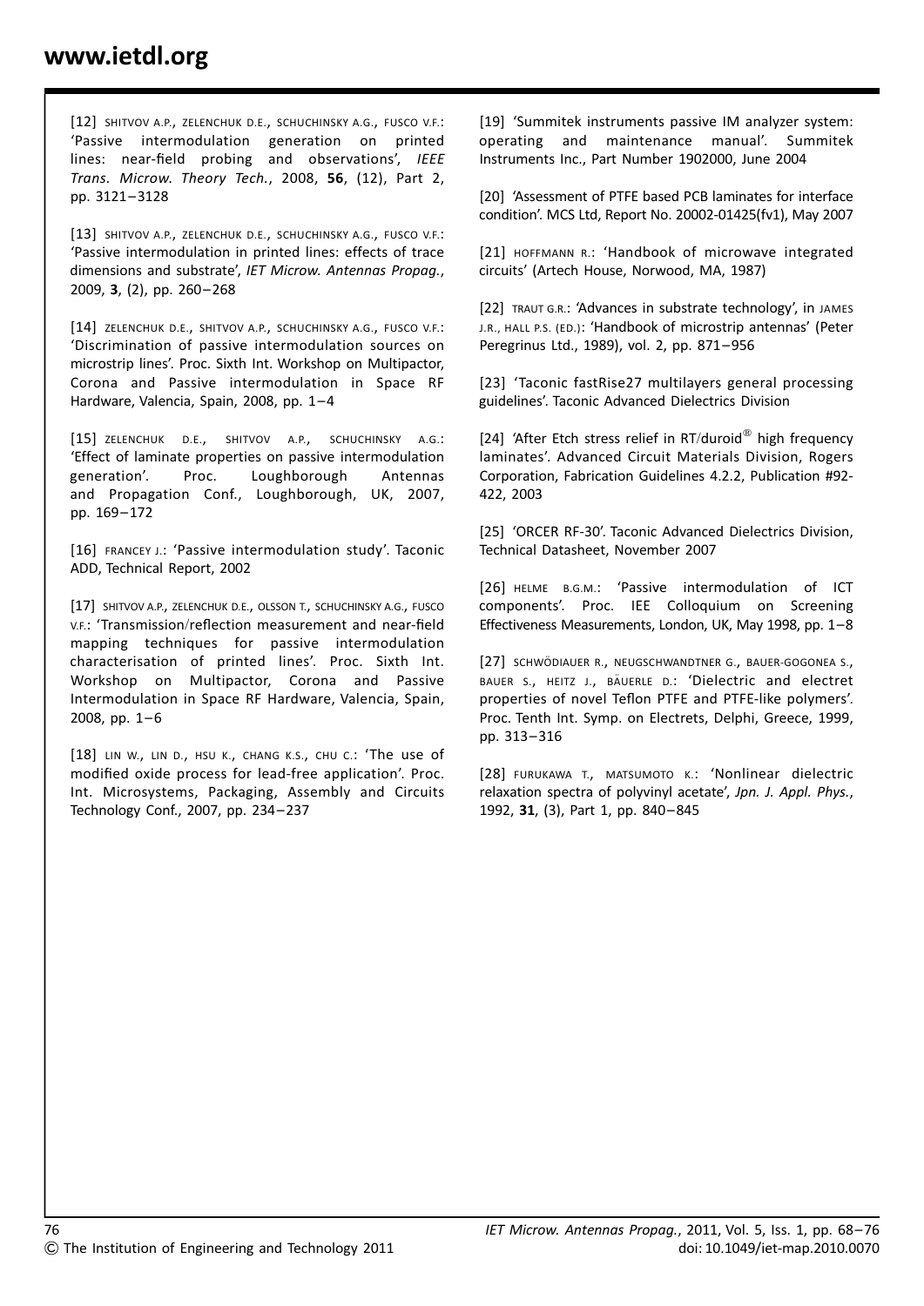[12] SHITVOV A.P., ZELENCHUK D.E., SCHUCHINSKY A.G., FUSCO V.F.: 'Passive intermodulation generation on printed lines: near-field probing and observations', *IEEE Trans. Microw. Theory Tech.*, 2008, **56**, (12), Part 2, pp. 3121–3128

[13] SHITVOV A.P., ZELENCHUK D.E., SCHUCHINSKY A.G., FUSCO V.F.: 'Passive intermodulation in printed lines: effects of trace dimensions and substrate', *IET Microw. Antennas Propag.*, 2009, **3**, (2), pp. 260–268

[14] ZELENCHUK D.E., SHITVOV A.P., SCHUCHINSKY A.G., FUSCO V.F.: 'Discrimination of passive intermodulation sources on microstrip lines'. Proc. Sixth Int. Workshop on Multipactor, Corona and Passive intermodulation in Space RF Hardware, Valencia, Spain, 2008, pp. 1–4

[15] ZELENCHUK D.E., SHITVOV A.P., SCHUCHINSKY A.G.: 'Effect of laminate properties on passive intermodulation generation'. Proc. Loughborough Antennas and Propagation Conf., Loughborough, UK, 2007, pp. 169–172

[16] FRANCEY J.: 'Passive intermodulation study'. Taconic ADD, Technical Report, 2002

[17] SHITVOV A.P., ZELENCHUK D.E., OLSSON T., SCHUCHINSKY A.G., FUSCO V.F.: 'Transmission/reflection measurement and near-field mapping techniques for passive intermodulation characterisation of printed lines'. Proc. Sixth Int. Workshop on Multipactor, Corona and Passive Intermodulation in Space RF Hardware, Valencia, Spain, 2008, pp. 1–6

[18] LIN W., LIN D., HSU K., CHANG K.S., CHU C.: 'The use of modified oxide process for lead-free application'. Proc. Int. Microsystems, Packaging, Assembly and Circuits Technology Conf., 2007, pp. 234–237

[19] 'Summitek instruments passive IM analyzer system: operating and maintenance manual'. Summitek Instruments Inc., Part Number 1902000, June 2004

[20] 'Assessment of PTFE based PCB laminates for interface condition'. MCS Ltd, Report No. 20002-01425(fv1), May 2007

[21] HOFFMANN R.: 'Handbook of microwave integrated circuits' (Artech House, Norwood, MA, 1987)

[22] TRAUT G.R.: 'Advances in substrate technology', in JAMES J.R., HALL P.S. (ED.): 'Handbook of microstrip antennas' (Peter Peregrinus Ltd., 1989), vol. 2, pp. 871–956

[23] 'Taconic fastRise27 multilayers general processing guidelines'. Taconic Advanced Dielectrics Division

[24] 'After Etch stress relief in RT/duroid® high frequency laminates'. Advanced Circuit Materials Division, Rogers Corporation, Fabrication Guidelines 4.2.2, Publication #92-422, 2003

[25] 'ORCER RF-30'. Taconic Advanced Dielectrics Division, Technical Datasheet, November 2007

[26] HELME B.G.M.: 'Passive intermodulation of ICT components'. Proc. IEE Colloquium on Screening Effectiveness Measurements, London, UK, May 1998, pp. 1–8

[27] SCHWÖDIAUER R., NEUGSCHWANDTNER G., BAUER-GOGONEA S., BAUER S., HEITZ J., BÄUERLE D.: 'Dielectric and electret properties of novel Teflon PTFE and PTFE-like polymers'. Proc. Tenth Int. Symp. on Electrets, Delphi, Greece, 1999, pp. 313–316

[28] FURUKAWA T., MATSUMOTO K.: 'Nonlinear dielectric relaxation spectra of polyvinyl acetate', *Jpn. J. Appl. Phys.*, 1992, **31**, (3), Part 1, pp. 840–845